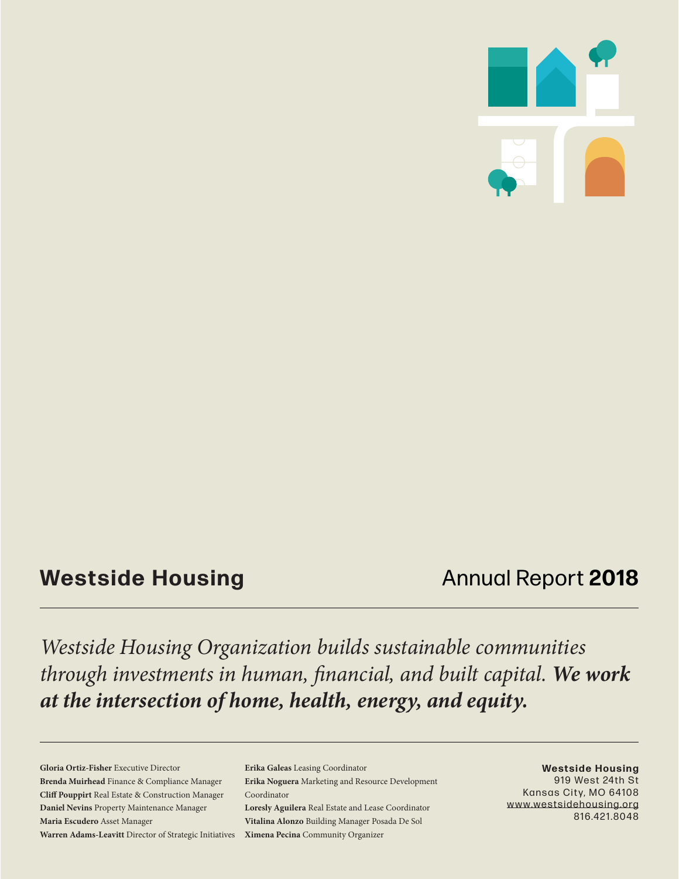# Westside Housing

## Annual Report **2018**

---

*Westside Housing Organization builds sustainable communities through investments in human, financial, and built capital.* ***We work at the intersection of home, health, energy, and equity.***

---

**Gloria Ortiz-Fisher** Executive Director
**Brenda Muirhead** Finance & Compliance Manager
**Cliff Pouppirt** Real Estate & Construction Manager
**Daniel Nevins** Property Maintenance Manager
**Maria Escudero** Asset Manager
**Warren Adams-Leavitt** Director of Strategic Initiatives
**Erika Galeas** Leasing Coordinator
**Erika Noguera** Marketing and Resource Development Coordinator
**Loresly Aguilera** Real Estate and Lease Coordinator
**Vitalina Alonzo** Building Manager Posada De Sol
**Ximena Pecina** Community Organizer

**Westside Housing**
919 West 24th St
Kansas City, MO 64108
www.westsidehousing.org
816.421.8048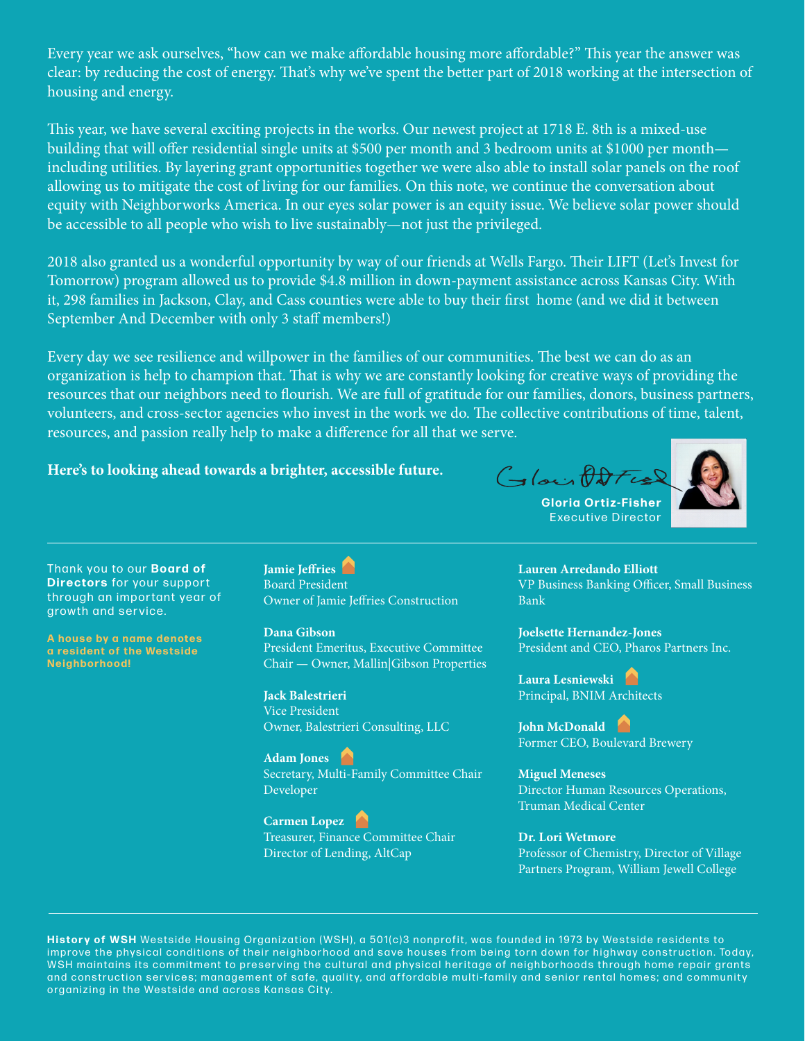Every year we ask ourselves, "how can we make affordable housing more affordable?" This year the answer was clear: by reducing the cost of energy. That's why we've spent the better part of 2018 working at the intersection of housing and energy.

This year, we have several exciting projects in the works. Our newest project at 1718 E. 8th is a mixed-use building that will offer residential single units at $500 per month and 3 bedroom units at $1000 per month—including utilities. By layering grant opportunities together we were also able to install solar panels on the roof allowing us to mitigate the cost of living for our families. On this note, we continue the conversation about equity with Neighborworks America. In our eyes solar power is an equity issue. We believe solar power should be accessible to all people who wish to live sustainably—not just the privileged.

2018 also granted us a wonderful opportunity by way of our friends at Wells Fargo. Their LIFT (Let's Invest for Tomorrow) program allowed us to provide $4.8 million in down-payment assistance across Kansas City. With it, 298 families in Jackson, Clay, and Cass counties were able to buy their first home (and we did it between September And December with only 3 staff members!)

Every day we see resilience and willpower in the families of our communities. The best we can do as an organization is help to champion that. That is why we are constantly looking for creative ways of providing the resources that our neighbors need to flourish. We are full of gratitude for our families, donors, business partners, volunteers, and cross-sector agencies who invest in the work we do. The collective contributions of time, talent, resources, and passion really help to make a difference for all that we serve.

**Here's to looking ahead towards a brighter, accessible future.**

**Gloria Ortiz-Fisher**
Executive Director

---

Thank you to our **Board of Directors** for your support through an important year of growth and service.

**A house by a name denotes a resident of the Westside Neighborhood!**

**Jamie Jeffries** 🏠
Board President
Owner of Jamie Jeffries Construction

**Dana Gibson**
President Emeritus, Executive Committee Chair — Owner, Mallin|Gibson Properties

**Jack Balestrieri**
Vice President
Owner, Balestrieri Consulting, LLC

**Adam Jones** 🏠
Secretary, Multi-Family Committee Chair
Developer

**Carmen Lopez** 🏠
Treasurer, Finance Committee Chair
Director of Lending, AltCap

**Lauren Arredando Elliott**
VP Business Banking Officer, Small Business Bank

**Joelsette Hernandez-Jones**
President and CEO, Pharos Partners Inc.

**Laura Lesniewski** 🏠
Principal, BNIM Architects

**John McDonald** 🏠
Former CEO, Boulevard Brewery

**Miguel Meneses**
Director Human Resources Operations, Truman Medical Center

**Dr. Lori Wetmore**
Professor of Chemistry, Director of Village Partners Program, William Jewell College

---

**History of WSH** Westside Housing Organization (WSH), a 501(c)3 nonprofit, was founded in 1973 by Westside residents to improve the physical conditions of their neighborhood and save houses from being torn down for highway construction. Today, WSH maintains its commitment to preserving the cultural and physical heritage of neighborhoods through home repair grants and construction services; management of safe, quality, and affordable multi-family and senior rental homes; and community organizing in the Westside and across Kansas City.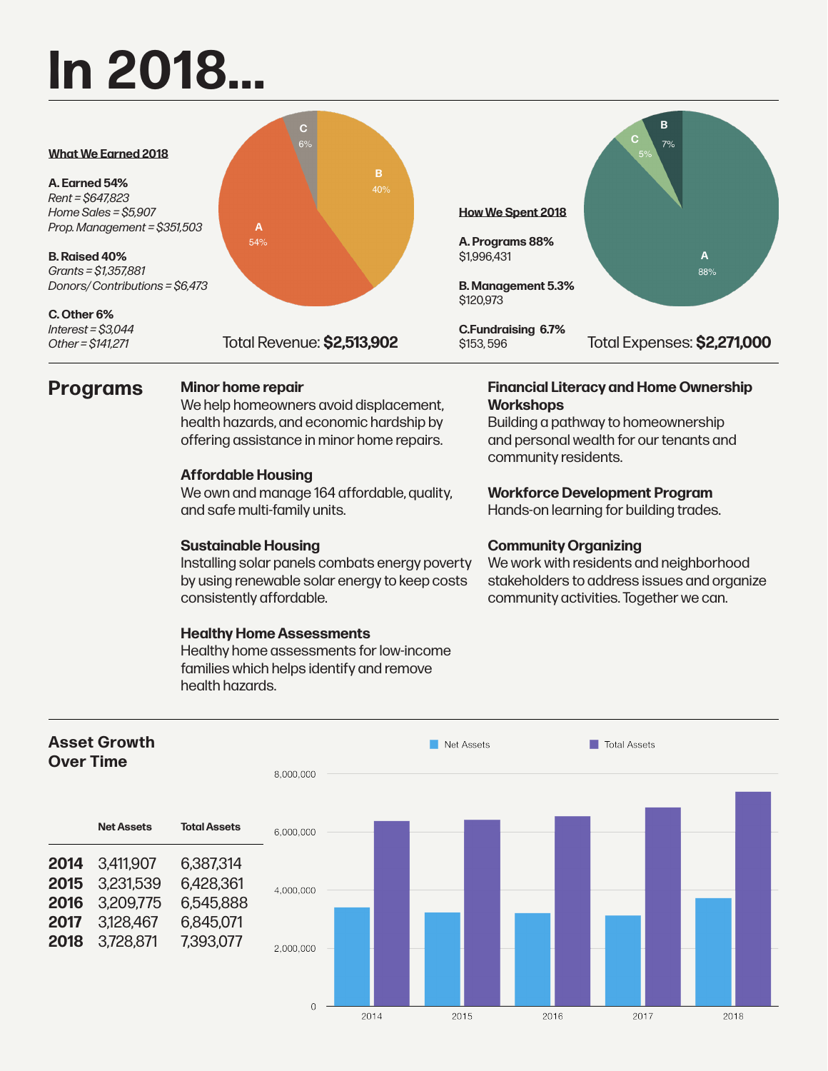# In 2018...

**What We Earned 2018**

**A. Earned 54%**
*Rent = $647,823*
*Home Sales = $5,907*
*Prop. Management = $351,503*

**B. Raised 40%**
*Grants = $1,357,881*
*Donors/ Contributions = $6,473*

**C. Other 6%**
*Interest = $3,044*
*Other = $141,271*

Total Revenue: **$2,513,902**

**How We Spent 2018**

**A. Programs 88%**
$1,996,431

**B. Management 5.3%**
$120,973

**C.Fundraising 6.7%**
$153, 596

Total Expenses: **$2,271,000**

## Programs

**Minor home repair**
We help homeowners avoid displacement, health hazards, and economic hardship by offering assistance in minor home repairs.

**Affordable Housing**
We own and manage 164 affordable, quality, and safe multi-family units.

**Sustainable Housing**
Installing solar panels combats energy poverty by using renewable solar energy to keep costs consistently affordable.

**Healthy Home Assessments**
Healthy home assessments for low-income families which helps identify and remove health hazards.

**Financial Literacy and Home Ownership Workshops**
Building a pathway to homeownership and personal wealth for our tenants and community residents.

**Workforce Development Program**
Hands-on learning for building trades.

**Community Organizing**
We work with residents and neighborhood stakeholders to address issues and organize community activities. Together we can.

## Asset Growth Over Time

| | Net Assets | Total Assets |
|---|---|---|
| **2014** | 3,411,907 | 6,387,314 |
| **2015** | 3,231,539 | 6,428,361 |
| **2016** | 3,209,775 | 6,545,888 |
| **2017** | 3,128,467 | 6,845,071 |
| **2018** | 3,728,871 | 7,393,077 |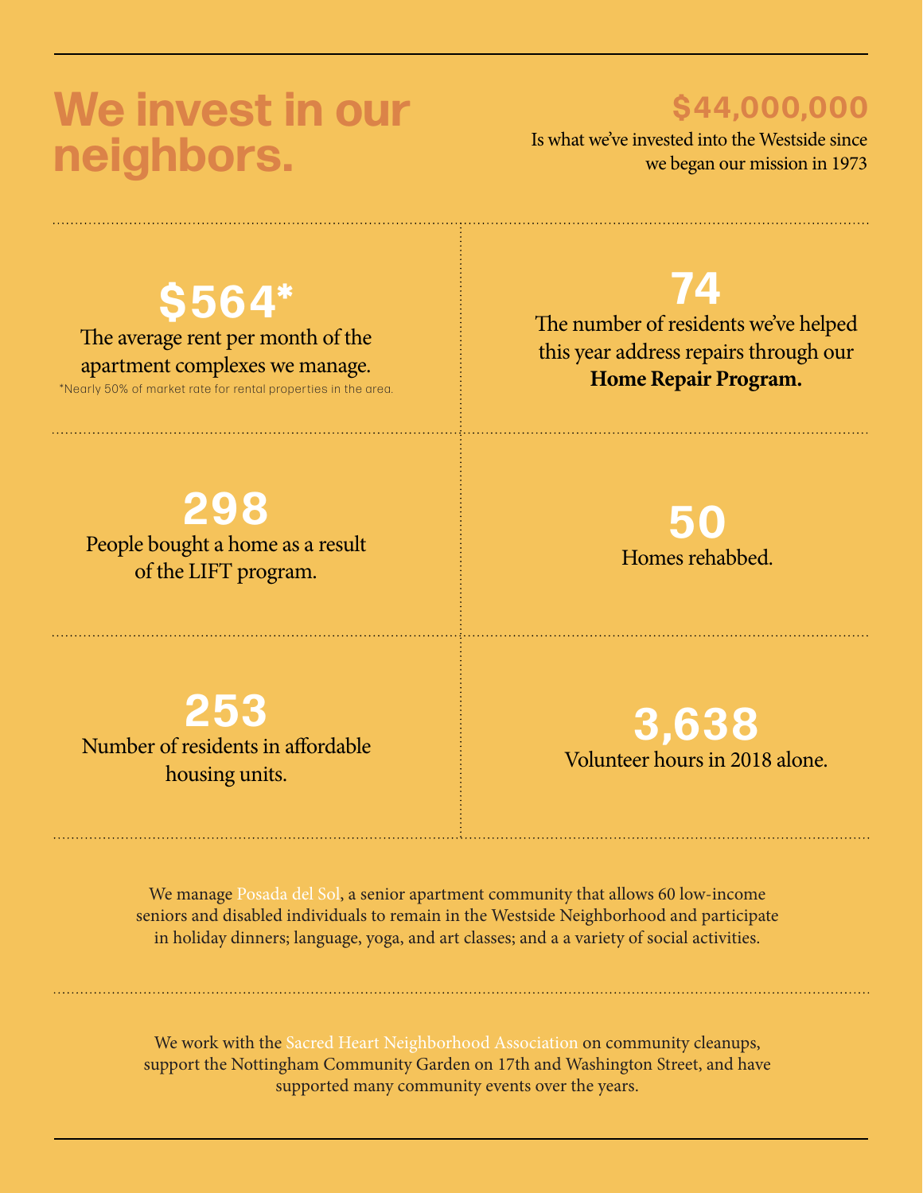# We invest in our neighbors.

## $44,000,000

Is what we've invested into the Westside since we began our mission in 1973

## $564*

The average rent per month of the apartment complexes we manage.

*Nearly 50% of market rate for rental properties in the area.

## 74

The number of residents we've helped this year address repairs through our **Home Repair Program.**

## 298

People bought a home as a result of the LIFT program.

## 50

Homes rehabbed.

## 253

Number of residents in affordable housing units.

## 3,638

Volunteer hours in 2018 alone.

We manage Posada del Sol, a senior apartment community that allows 60 low-income seniors and disabled individuals to remain in the Westside Neighborhood and participate in holiday dinners; language, yoga, and art classes; and a a variety of social activities.

We work with the Sacred Heart Neighborhood Association on community cleanups, support the Nottingham Community Garden on 17th and Washington Street, and have supported many community events over the years.